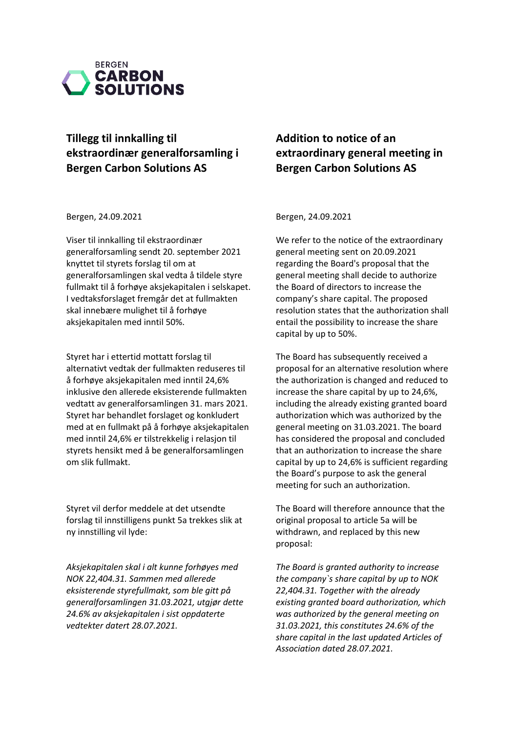BERGEN CARBON SOLUTIONS

## Tillegg til innkalling til ekstraordinær generalforsamling i Bergen Carbon Solutions AS

Bergen, 24.09.2021

Viser til innkalling til ekstraordinær generalforsamling sendt 20. september 2021 knyttet til styrets forslag til om at generalforsamlingen skal vedta å tildele styre fullmakt til å forhøye aksjekapitalen i selskapet. I vedtaksforslaget fremgår det at fullmakten skal innebære mulighet til å forhøye aksjekapitalen med inntil 50%.

Styret har i ettertid mottatt forslag til alternativt vedtak der fullmakten reduseres til å forhøye aksjekapitalen med inntil 24,6% inklusive den allerede eksisterende fullmakten vedtatt av generalforsamlingen 31. mars 2021. Styret har behandlet forslaget og konkludert med at en fullmakt på å forhøye aksjekapitalen med inntil 24,6% er tilstrekkelig i relasjon til styrets hensikt med å be generalforsamlingen om slik fullmakt.

Styret vil derfor meddele at det utsendte forslag til innstilligens punkt 5a trekkes slik at ny innstilling vil lyde:

*Aksjekapitalen skal i alt kunne forhøyes med NOK 22,404.31. Sammen med allerede eksisterende styrefullmakt, som ble gitt på generalforsamlingen 31.03.2021, utgjør dette 24.6% av aksjekapitalen i sist oppdaterte vedtekter datert 28.07.2021.*

## Addition to notice of an extraordinary general meeting in Bergen Carbon Solutions AS

Bergen, 24.09.2021

We refer to the notice of the extraordinary general meeting sent on 20.09.2021 regarding the Board's proposal that the general meeting shall decide to authorize the Board of directors to increase the company's share capital. The proposed resolution states that the authorization shall entail the possibility to increase the share capital by up to 50%.

The Board has subsequently received a proposal for an alternative resolution where the authorization is changed and reduced to increase the share capital by up to 24,6%, including the already existing granted board authorization which was authorized by the general meeting on 31.03.2021. The board has considered the proposal and concluded that an authorization to increase the share capital by up to 24,6% is sufficient regarding the Board's purpose to ask the general meeting for such an authorization.

The Board will therefore announce that the original proposal to article 5a will be withdrawn, and replaced by this new proposal:

*The Board is granted authority to increase the company`s share capital by up to NOK 22,404.31. Together with the already existing granted board authorization, which was authorized by the general meeting on 31.03.2021, this constitutes 24.6% of the share capital in the last updated Articles of Association dated 28.07.2021.*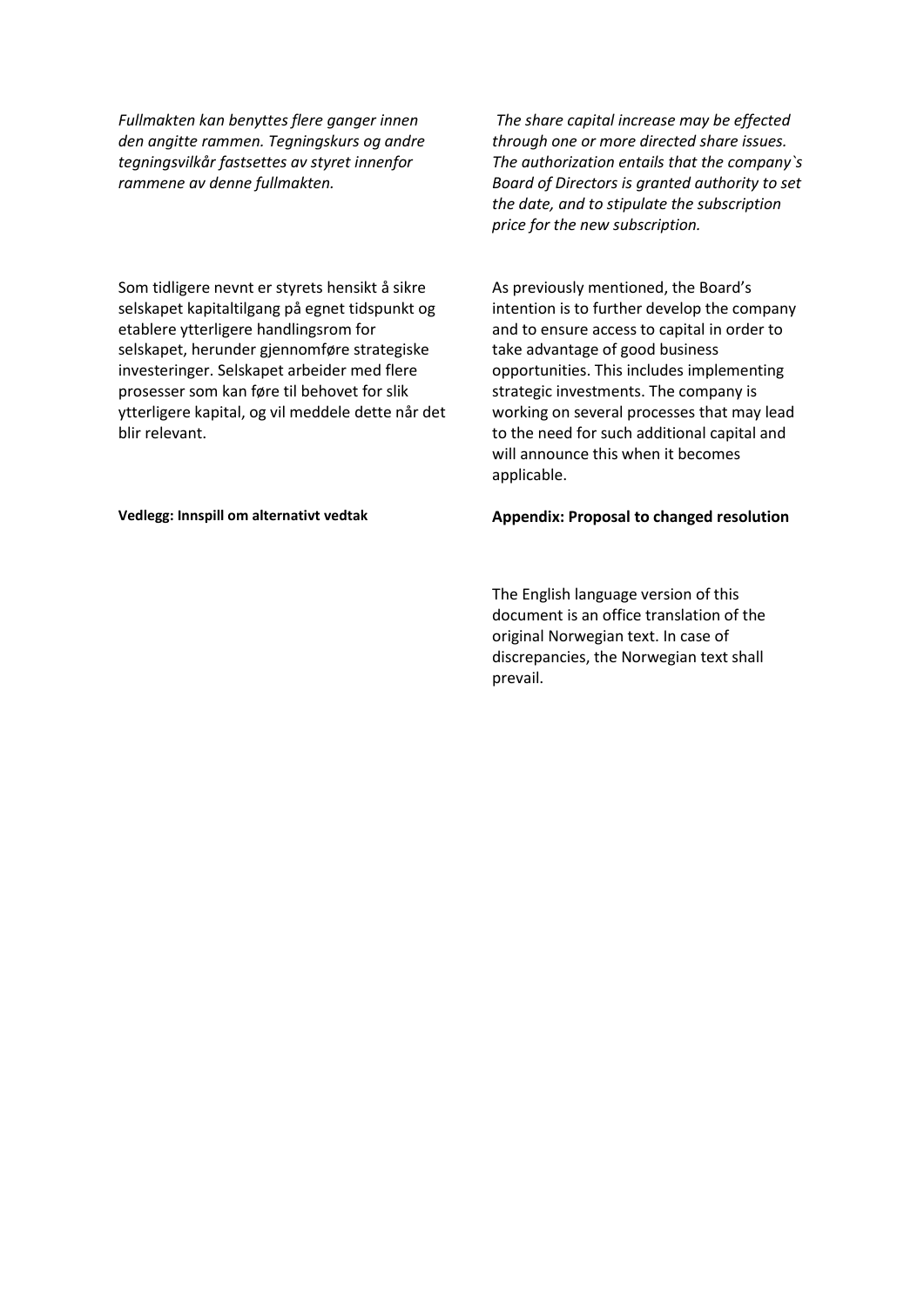*Fullmakten kan benyttes flere ganger innen den angitte rammen. Tegningskurs og andre tegningsvilkår fastsettes av styret innenfor rammene av denne fullmakten.*

*The share capital increase may be effected through one or more directed share issues. The authorization entails that the company`s Board of Directors is granted authority to set the date, and to stipulate the subscription price for the new subscription.*

Som tidligere nevnt er styrets hensikt å sikre selskapet kapitaltilgang på egnet tidspunkt og etablere ytterligere handlingsrom for selskapet, herunder gjennomføre strategiske investeringer. Selskapet arbeider med flere prosesser som kan føre til behovet for slik ytterligere kapital, og vil meddele dette når det blir relevant.

As previously mentioned, the Board's intention is to further develop the company and to ensure access to capital in order to take advantage of good business opportunities. This includes implementing strategic investments. The company is working on several processes that may lead to the need for such additional capital and will announce this when it becomes applicable.

**Vedlegg: Innspill om alternativt vedtak**

**Appendix: Proposal to changed resolution**

The English language version of this document is an office translation of the original Norwegian text. In case of discrepancies, the Norwegian text shall prevail.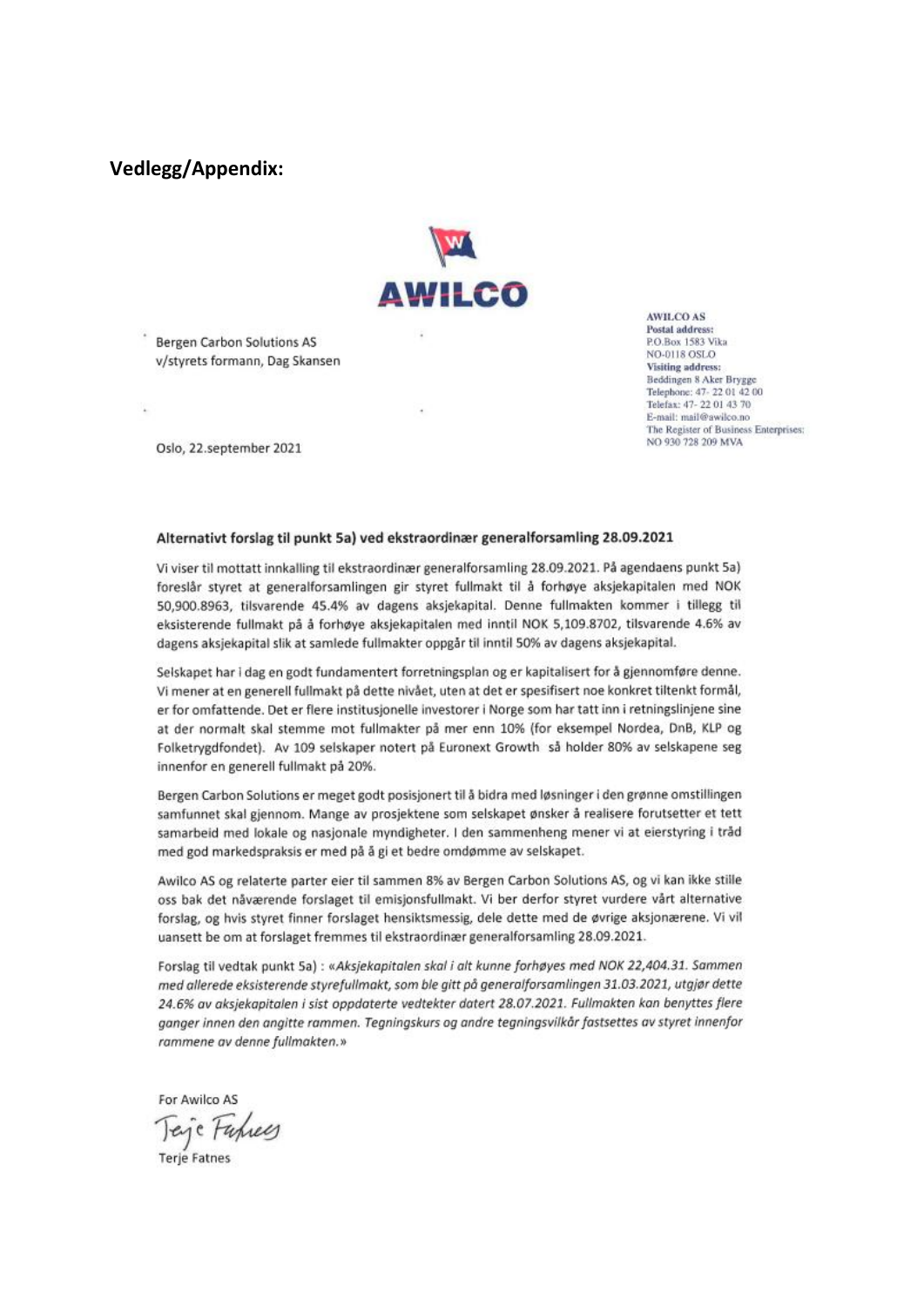**Vedlegg/Appendix:**

AWILCO

Bergen Carbon Solutions AS
v/styrets formann, Dag Skansen

AWILCO AS
Postal address:
P.O.Box 1583 Vika
NO-0118 OSLO
Visiting address:
Beddingen 8 Aker Brygge
Telephone: 47- 22 01 42 00
Telefax: 47- 22 01 43 70
E-mail: mail@awilco.no
The Register of Business Enterprises:
NO 930 728 209 MVA

Oslo, 22.september 2021

**Alternativt forslag til punkt 5a) ved ekstraordinær generalforsamling 28.09.2021**

Vi viser til mottatt innkalling til ekstraordinær generalforsamling 28.09.2021. På agendaens punkt 5a) foreslår styret at generalforsamlingen gir styret fullmakt til å forhøye aksjekapitalen med NOK 50,900.8963, tilsvarende 45.4% av dagens aksjekapital. Denne fullmakten kommer i tillegg til eksisterende fullmakt på å forhøye aksjekapitalen med inntil NOK 5,109.8702, tilsvarende 4.6% av dagens aksjekapital slik at samlede fullmakter oppgår til inntil 50% av dagens aksjekapital.

Selskapet har i dag en godt fundamentert forretningsplan og er kapitalisert for å gjennomføre denne. Vi mener at en generell fullmakt på dette nivået, uten at det er spesifisert noe konkret tiltenkt formål, er for omfattende. Det er flere institusjonelle investorer i Norge som har tatt inn i retningslinjene sine at der normalt skal stemme mot fullmakter på mer enn 10% (for eksempel Nordea, DnB, KLP og Folketrygdfondet). Av 109 selskaper notert på Euronext Growth så holder 80% av selskapene seg innenfor en generell fullmakt på 20%.

Bergen Carbon Solutions er meget godt posisjonert til å bidra med løsninger i den grønne omstillingen samfunnet skal gjennom. Mange av prosjektene som selskapet ønsker å realisere forutsetter et tett samarbeid med lokale og nasjonale myndigheter. I den sammenheng mener vi at eierstyring i tråd med god markedspraksis er med på å gi et bedre omdømme av selskapet.

Awilco AS og relaterte parter eier til sammen 8% av Bergen Carbon Solutions AS, og vi kan ikke stille oss bak det nåværende forslaget til emisjonsfullmakt. Vi ber derfor styret vurdere vårt alternative forslag, og hvis styret finner forslaget hensiktsmessig, dele dette med de øvrige aksjonærene. Vi vil uansett be om at forslaget fremmes til ekstraordinær generalforsamling 28.09.2021.

Forslag til vedtak punkt 5a) : *«Aksjekapitalen skal i alt kunne forhøyes med NOK 22,404.31. Sammen med allerede eksisterende styrefullmakt, som ble gitt på generalforsamlingen 31.03.2021, utgjør dette 24.6% av aksjekapitalen i sist oppdaterte vedtekter datert 28.07.2021. Fullmakten kan benyttes flere ganger innen den angitte rammen. Tegningskurs og andre tegningsvilkår fastsettes av styret innenfor rammene av denne fullmakten.»*

For Awilco AS

Terje Fatnes